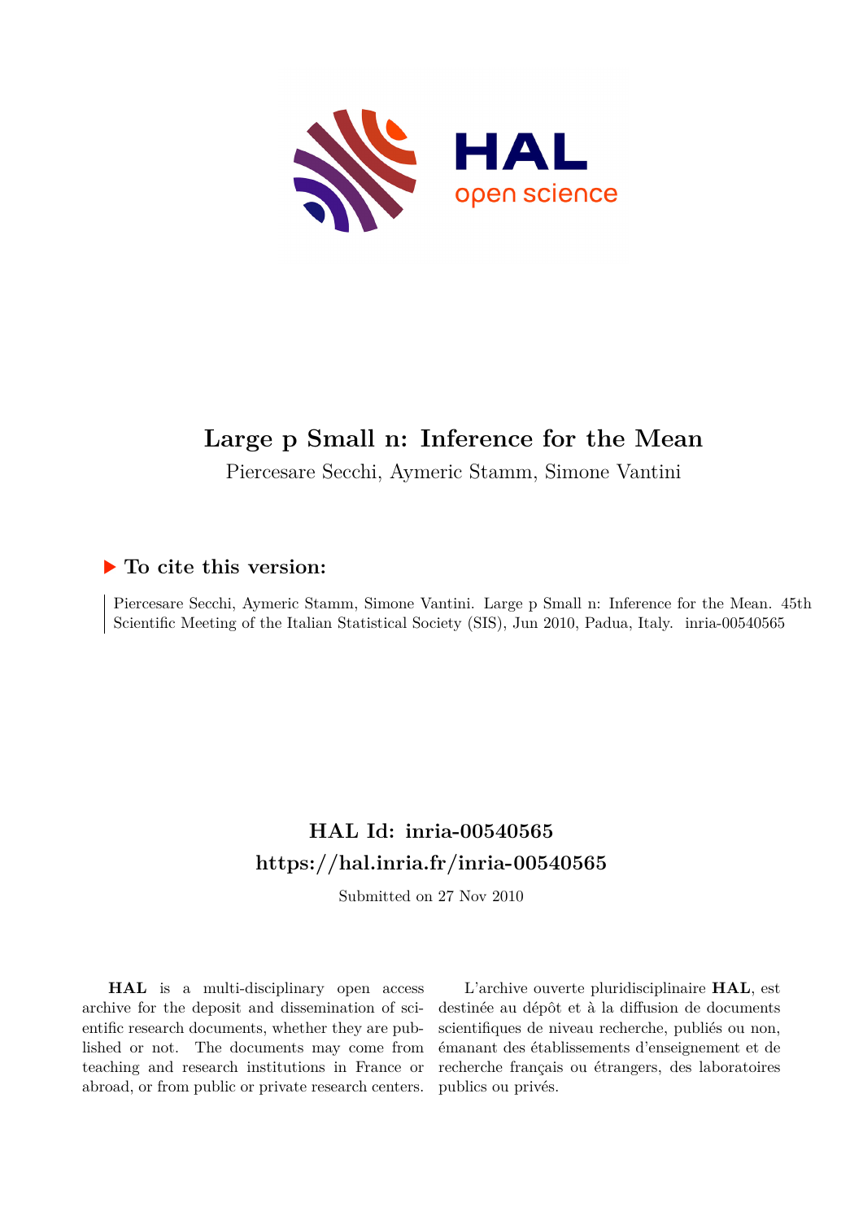# Large p Small n: Inference for the Mean

Piercesare Secchi, Aymeric Stamm, Simone Vantini

### ▶ To cite this version:

Piercesare Secchi, Aymeric Stamm, Simone Vantini. Large p Small n: Inference for the Mean. 45th Scientific Meeting of the Italian Statistical Society (SIS), Jun 2010, Padua, Italy. inria-00540565

## HAL Id: inria-00540565

## https://hal.inria.fr/inria-00540565

Submitted on 27 Nov 2010

**HAL** is a multi-disciplinary open access archive for the deposit and dissemination of scientific research documents, whether they are published or not. The documents may come from teaching and research institutions in France or abroad, or from public or private research centers.

L'archive ouverte pluridisciplinaire **HAL**, est destinée au dépôt et à la diffusion de documents scientifiques de niveau recherche, publiés ou non, émanant des établissements d'enseignement et de recherche français ou étrangers, des laboratoires publics ou privés.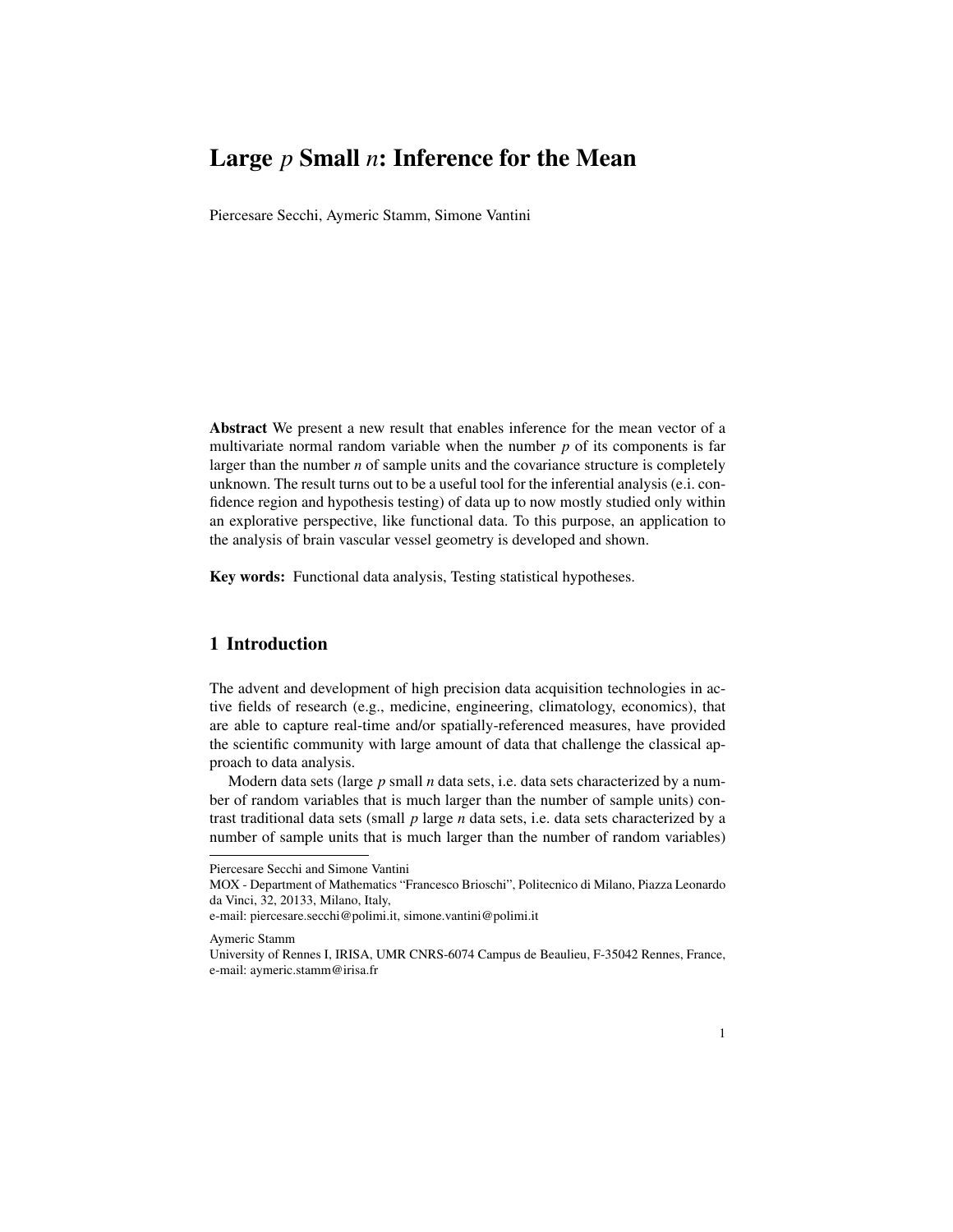# Large $p$ Small $n$: Inference for the Mean

Piercesare Secchi, Aymeric Stamm, Simone Vantini

**Abstract** We present a new result that enables inference for the mean vector of a multivariate normal random variable when the number $p$ of its components is far larger than the number $n$ of sample units and the covariance structure is completely unknown. The result turns out to be a useful tool for the inferential analysis (e.i. confidence region and hypothesis testing) of data up to now mostly studied only within an explorative perspective, like functional data. To this purpose, an application to the analysis of brain vascular vessel geometry is developed and shown.

**Key words:** Functional data analysis, Testing statistical hypotheses.

## 1 Introduction

The advent and development of high precision data acquisition technologies in active fields of research (e.g., medicine, engineering, climatology, economics), that are able to capture real-time and/or spatially-referenced measures, have provided the scientific community with large amount of data that challenge the classical approach to data analysis.

Modern data sets (large $p$ small $n$ data sets, i.e. data sets characterized by a number of random variables that is much larger than the number of sample units) contrast traditional data sets (small $p$ large $n$ data sets, i.e. data sets characterized by a number of sample units that is much larger than the number of random variables)

---

Piercesare Secchi and Simone Vantini
MOX - Department of Mathematics "Francesco Brioschi", Politecnico di Milano, Piazza Leonardo da Vinci, 32, 20133, Milano, Italy,
e-mail: piercesare.secchi@polimi.it, simone.vantini@polimi.it

Aymeric Stamm
University of Rennes I, IRISA, UMR CNRS-6074 Campus de Beaulieu, F-35042 Rennes, France,
e-mail: aymeric.stamm@irisa.fr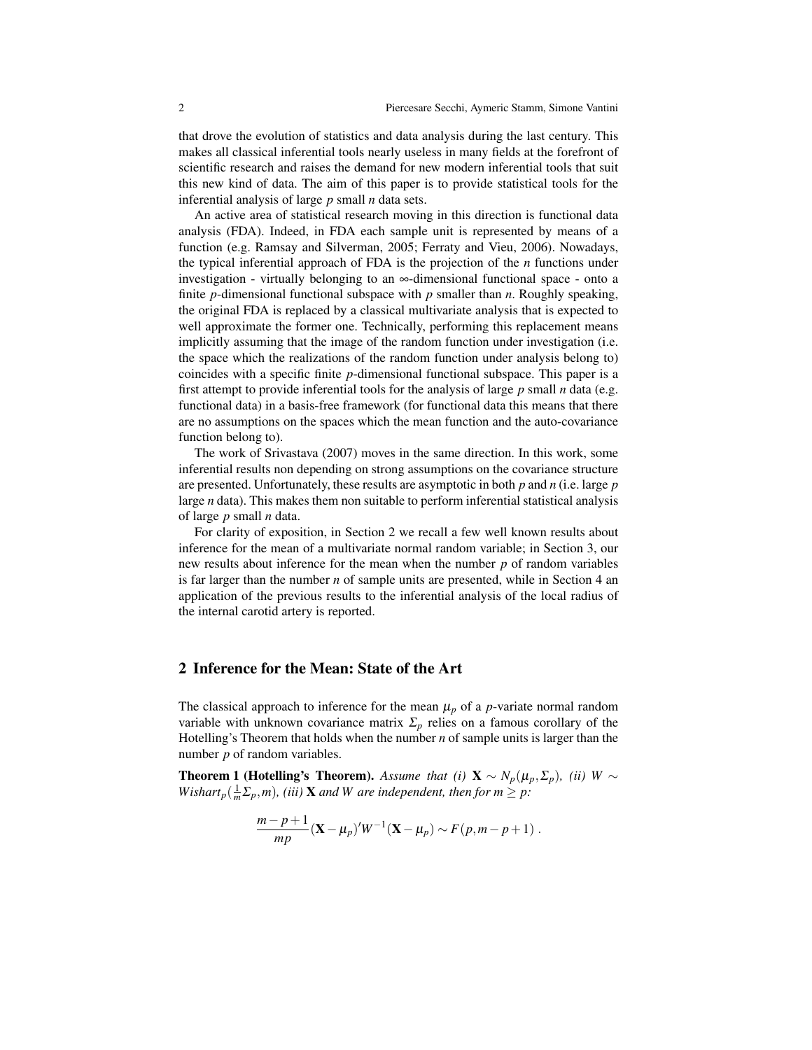that drove the evolution of statistics and data analysis during the last century. This makes all classical inferential tools nearly useless in many fields at the forefront of scientific research and raises the demand for new modern inferential tools that suit this new kind of data. The aim of this paper is to provide statistical tools for the inferential analysis of large $p$ small $n$ data sets.

An active area of statistical research moving in this direction is functional data analysis (FDA). Indeed, in FDA each sample unit is represented by means of a function (e.g. Ramsay and Silverman, 2005; Ferraty and Vieu, 2006). Nowadays, the typical inferential approach of FDA is the projection of the $n$ functions under investigation - virtually belonging to an $\infty$-dimensional functional space - onto a finite $p$-dimensional functional subspace with $p$ smaller than $n$. Roughly speaking, the original FDA is replaced by a classical multivariate analysis that is expected to well approximate the former one. Technically, performing this replacement means implicitly assuming that the image of the random function under investigation (i.e. the space which the realizations of the random function under analysis belong to) coincides with a specific finite $p$-dimensional functional subspace. This paper is a first attempt to provide inferential tools for the analysis of large $p$ small $n$ data (e.g. functional data) in a basis-free framework (for functional data this means that there are no assumptions on the spaces which the mean function and the auto-covariance function belong to).

The work of Srivastava (2007) moves in the same direction. In this work, some inferential results non depending on strong assumptions on the covariance structure are presented. Unfortunately, these results are asymptotic in both $p$ and $n$ (i.e. large $p$ large $n$ data). This makes them non suitable to perform inferential statistical analysis of large $p$ small $n$ data.

For clarity of exposition, in Section 2 we recall a few well known results about inference for the mean of a multivariate normal random variable; in Section 3, our new results about inference for the mean when the number $p$ of random variables is far larger than the number $n$ of sample units are presented, while in Section 4 an application of the previous results to the inferential analysis of the local radius of the internal carotid artery is reported.

## 2 Inference for the Mean: State of the Art

The classical approach to inference for the mean $\mu_p$ of a $p$-variate normal random variable with unknown covariance matrix $\Sigma_p$ relies on a famous corollary of the Hotelling's Theorem that holds when the number $n$ of sample units is larger than the number $p$ of random variables.

**Theorem 1 (Hotelling's Theorem).** *Assume that (i) $\mathbf{X} \sim N_p(\mu_p, \Sigma_p)$, (ii) $W \sim Wishart_p(\frac{1}{m}\Sigma_p, m)$, (iii) $\mathbf{X}$ and $W$ are independent, then for $m \geq p$:*

$$\frac{m-p+1}{mp}(\mathbf{X}-\mu_p)'W^{-1}(\mathbf{X}-\mu_p) \sim F(p, m-p+1) \; .$$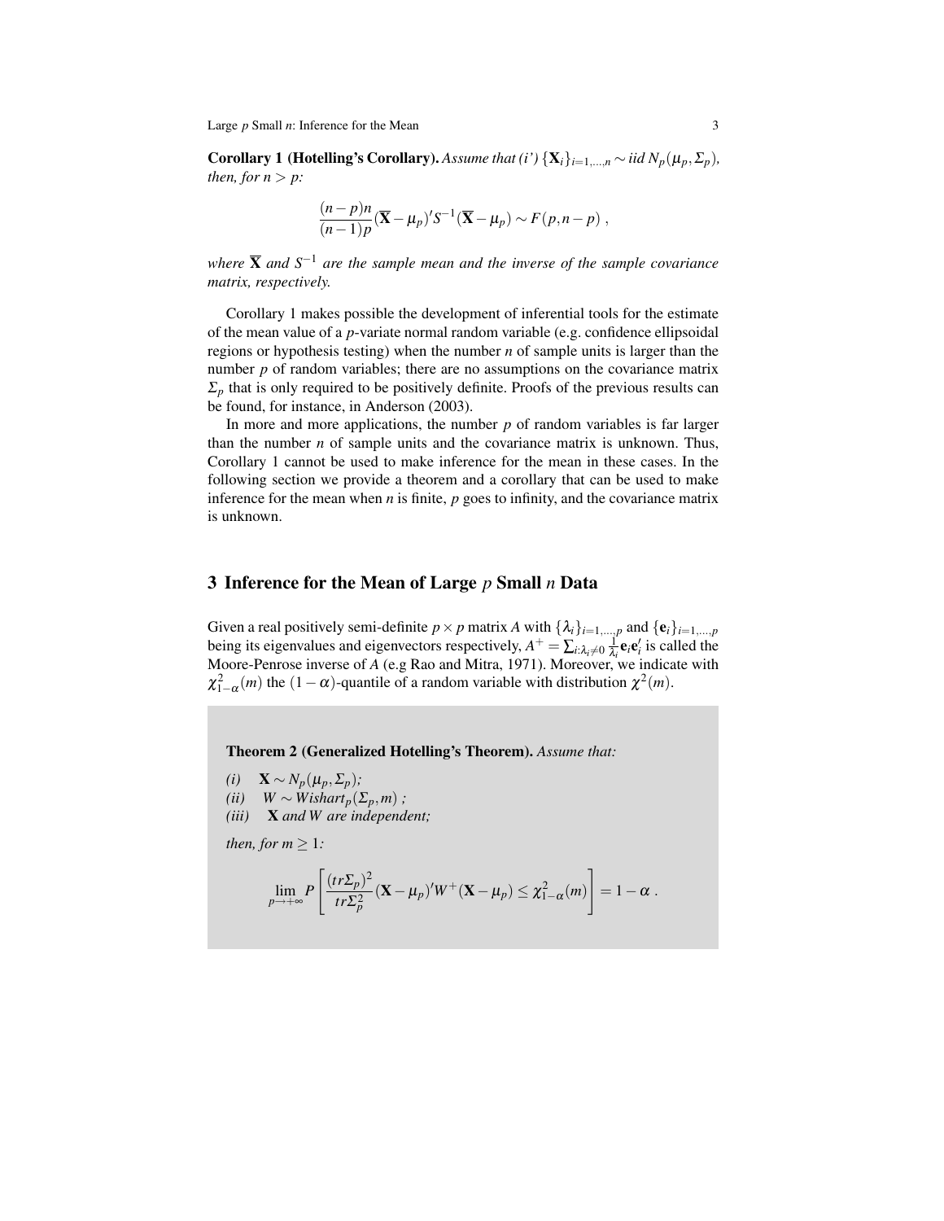**Corollary 1 (Hotelling's Corollary).** *Assume that (i') $\{\mathbf{X}_i\}_{i=1,\dots,n} \sim iid\ N_p(\mu_p, \Sigma_p)$, then, for $n > p$:*

$$\frac{(n-p)n}{(n-1)p}(\overline{\mathbf{X}} - \mu_p)' S^{-1} (\overline{\mathbf{X}} - \mu_p) \sim F(p, n-p) \ ,$$

*where $\overline{\mathbf{X}}$ and $S^{-1}$ are the sample mean and the inverse of the sample covariance matrix, respectively.*

Corollary 1 makes possible the development of inferential tools for the estimate of the mean value of a $p$-variate normal random variable (e.g. confidence ellipsoidal regions or hypothesis testing) when the number $n$ of sample units is larger than the number $p$ of random variables; there are no assumptions on the covariance matrix $\Sigma_p$ that is only required to be positively definite. Proofs of the previous results can be found, for instance, in Anderson (2003).

In more and more applications, the number $p$ of random variables is far larger than the number $n$ of sample units and the covariance matrix is unknown. Thus, Corollary 1 cannot be used to make inference for the mean in these cases. In the following section we provide a theorem and a corollary that can be used to make inference for the mean when $n$ is finite, $p$ goes to infinity, and the covariance matrix is unknown.

## 3 Inference for the Mean of Large $p$ Small $n$ Data

Given a real positively semi-definite $p \times p$ matrix $A$ with $\{\lambda_i\}_{i=1,\dots,p}$ and $\{\mathbf{e}_i\}_{i=1,\dots,p}$ being its eigenvalues and eigenvectors respectively, $A^+ = \sum_{i:\lambda_i \neq 0} \frac{1}{\lambda_i} \mathbf{e}_i \mathbf{e}_i'$ is called the Moore-Penrose inverse of $A$ (e.g Rao and Mitra, 1971). Moreover, we indicate with $\chi^2_{1-\alpha}(m)$ the $(1-\alpha)$-quantile of a random variable with distribution $\chi^2(m)$.

**Theorem 2 (Generalized Hotelling's Theorem).** *Assume that:*

*(i)* $\mathbf{X} \sim N_p(\mu_p, \Sigma_p)$;
*(ii)* $W \sim Wishart_p(\Sigma_p, m)$ ;
*(iii)* $\mathbf{X}$ *and* $W$ *are independent;*

*then, for $m \geq 1$:*

$$\lim_{p \to +\infty} P\left[\frac{(tr\Sigma_p)^2}{tr\Sigma_p^2}(\mathbf{X} - \mu_p)' W^+ (\mathbf{X} - \mu_p) \leq \chi^2_{1-\alpha}(m)\right] = 1 - \alpha \ .$$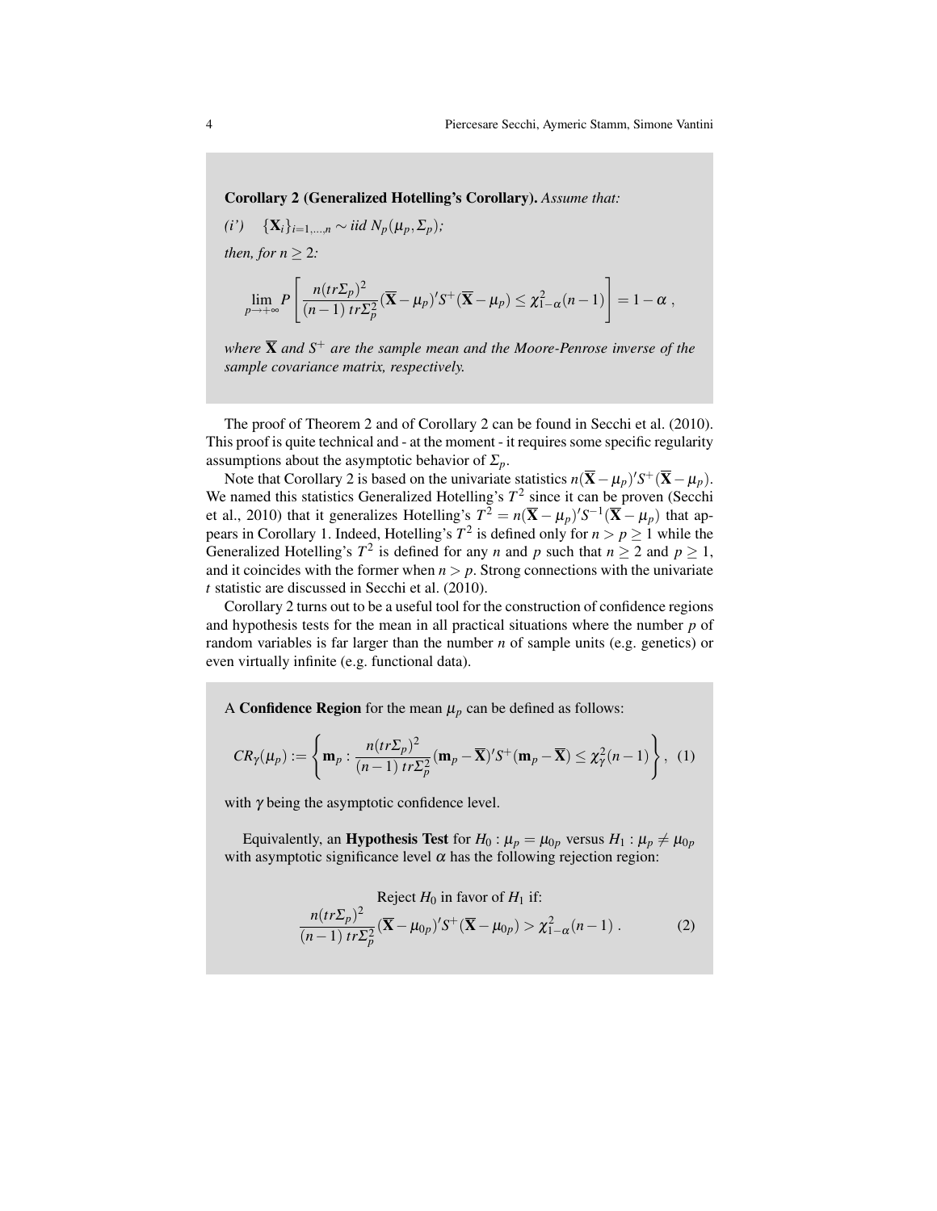**Corollary 2 (Generalized Hotelling's Corollary).** *Assume that:*

*(i')* $\{\mathbf{X}_i\}_{i=1,\dots,n} \sim iid\ N_p(\mu_p, \Sigma_p)$*;*

*then, for* $n \geq 2$*:*

$$\lim_{p \to +\infty} P\left[ \frac{n(tr\Sigma_p)^2}{(n-1)\, tr\Sigma_p^2} (\overline{\mathbf{X}} - \mu_p)' S^{+} (\overline{\mathbf{X}} - \mu_p) \leq \chi^2_{1-\alpha}(n-1) \right] = 1 - \alpha\ ,$$

*where* $\overline{\mathbf{X}}$ *and* $S^{+}$ *are the sample mean and the Moore-Penrose inverse of the sample covariance matrix, respectively.*

The proof of Theorem 2 and of Corollary 2 can be found in Secchi et al. (2010). This proof is quite technical and - at the moment - it requires some specific regularity assumptions about the asymptotic behavior of $\Sigma_p$.

Note that Corollary 2 is based on the univariate statistics $n(\overline{\mathbf{X}} - \mu_p)' S^{+} (\overline{\mathbf{X}} - \mu_p)$. We named this statistics Generalized Hotelling's $T^2$ since it can be proven (Secchi et al., 2010) that it generalizes Hotelling's $T^2 = n(\overline{\mathbf{X}} - \mu_p)' S^{-1} (\overline{\mathbf{X}} - \mu_p)$ that appears in Corollary 1. Indeed, Hotelling's $T^2$ is defined only for $n > p \geq 1$ while the Generalized Hotelling's $T^2$ is defined for any $n$ and $p$ such that $n \geq 2$ and $p \geq 1$, and it coincides with the former when $n > p$. Strong connections with the univariate $t$ statistic are discussed in Secchi et al. (2010).

Corollary 2 turns out to be a useful tool for the construction of confidence regions and hypothesis tests for the mean in all practical situations where the number $p$ of random variables is far larger than the number $n$ of sample units (e.g. genetics) or even virtually infinite (e.g. functional data).

A **Confidence Region** for the mean $\mu_p$ can be defined as follows:

$$CR_\gamma(\mu_p) := \left\{ \mathbf{m}_p : \frac{n(tr\Sigma_p)^2}{(n-1)\, tr\Sigma_p^2} (\mathbf{m}_p - \overline{\mathbf{X}})' S^{+} (\mathbf{m}_p - \overline{\mathbf{X}}) \leq \chi^2_\gamma(n-1) \right\}, \quad (1)$$

with $\gamma$ being the asymptotic confidence level.

Equivalently, an **Hypothesis Test** for $H_0 : \mu_p = \mu_{0p}$ versus $H_1 : \mu_p \neq \mu_{0p}$ with asymptotic significance level $\alpha$ has the following rejection region:

Reject $H_0$ in favor of $H_1$ if:

$$\frac{n(tr\Sigma_p)^2}{(n-1)\, tr\Sigma_p^2} (\overline{\mathbf{X}} - \mu_{0p})' S^{+} (\overline{\mathbf{X}} - \mu_{0p}) > \chi^2_{1-\alpha}(n-1)\ . \quad (2)$$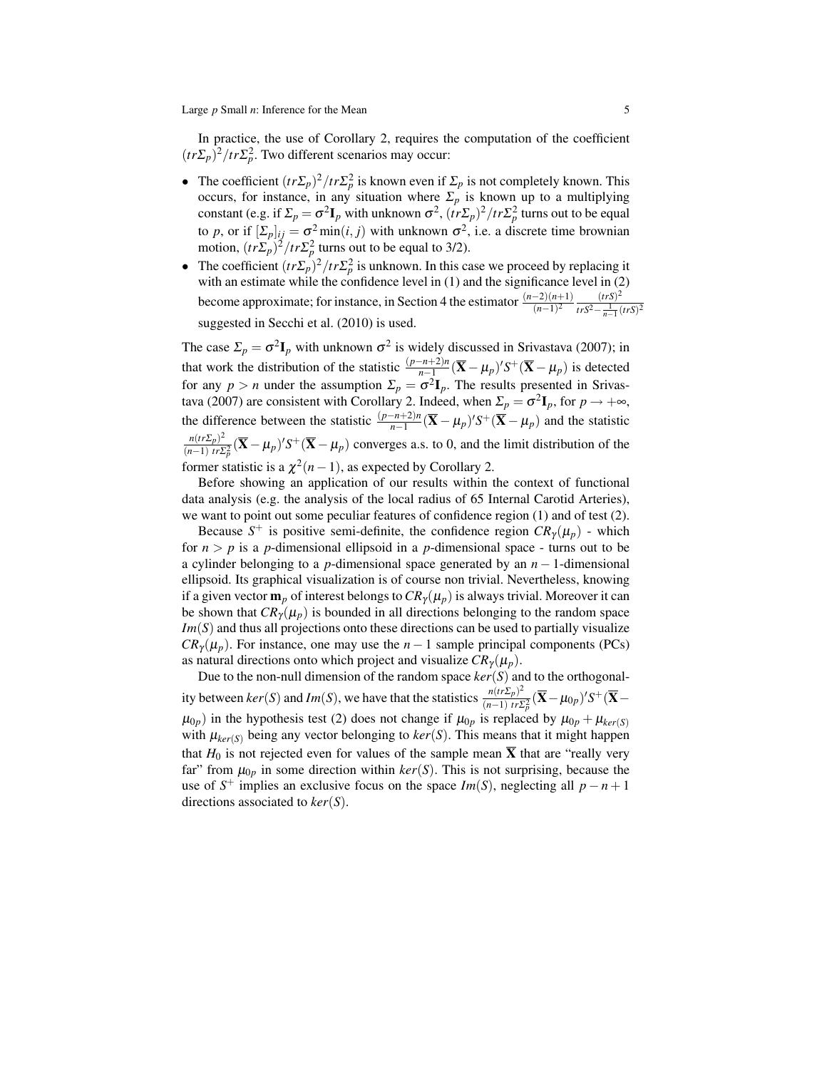In practice, the use of Corollary 2, requires the computation of the coefficient $(tr\Sigma_p)^2/tr\Sigma_p^2$. Two different scenarios may occur:

- The coefficient $(tr\Sigma_p)^2/tr\Sigma_p^2$ is known even if $\Sigma_p$ is not completely known. This occurs, for instance, in any situation where $\Sigma_p$ is known up to a multiplying constant (e.g. if $\Sigma_p = \sigma^2 \mathbf{I}_p$ with unknown $\sigma^2$, $(tr\Sigma_p)^2/tr\Sigma_p^2$ turns out to be equal to $p$, or if $[\Sigma_p]_{ij} = \sigma^2 \min(i, j)$ with unknown $\sigma^2$, i.e. a discrete time brownian motion, $(tr\Sigma_p)^2/tr\Sigma_p^2$ turns out to be equal to 3/2).
- The coefficient $(tr\Sigma_p)^2/tr\Sigma_p^2$ is unknown. In this case we proceed by replacing it with an estimate while the confidence level in (1) and the significance level in (2) become approximate; for instance, in Section 4 the estimator $\frac{(n-2)(n+1)}{(n-1)^2} \frac{(trS)^2}{trS^2 - \frac{1}{n-1}(trS)^2}$ suggested in Secchi et al. (2010) is used.

The case $\Sigma_p = \sigma^2 \mathbf{I}_p$ with unknown $\sigma^2$ is widely discussed in Srivastava (2007); in that work the distribution of the statistic $\frac{(p-n+2)n}{n-1}(\overline{\mathbf{X}} - \mu_p)' S^+ (\overline{\mathbf{X}} - \mu_p)$ is detected for any $p > n$ under the assumption $\Sigma_p = \sigma^2 \mathbf{I}_p$. The results presented in Srivastava (2007) are consistent with Corollary 2. Indeed, when $\Sigma_p = \sigma^2 \mathbf{I}_p$, for $p \to +\infty$, the difference between the statistic $\frac{(p-n+2)n}{n-1}(\overline{\mathbf{X}} - \mu_p)' S^+ (\overline{\mathbf{X}} - \mu_p)$ and the statistic $\frac{n(tr\Sigma_p)^2}{(n-1)\; tr\Sigma_p^2}(\overline{\mathbf{X}} - \mu_p)' S^+ (\overline{\mathbf{X}} - \mu_p)$ converges a.s. to 0, and the limit distribution of the former statistic is a $\chi^2(n-1)$, as expected by Corollary 2.

Before showing an application of our results within the context of functional data analysis (e.g. the analysis of the local radius of 65 Internal Carotid Arteries), we want to point out some peculiar features of confidence region (1) and of test (2).

Because $S^+$ is positive semi-definite, the confidence region $CR_\gamma(\mu_p)$ - which for $n > p$ is a $p$-dimensional ellipsoid in a $p$-dimensional space - turns out to be a cylinder belonging to a $p$-dimensional space generated by an $n-1$-dimensional ellipsoid. Its graphical visualization is of course non trivial. Nevertheless, knowing if a given vector $\mathbf{m}_p$ of interest belongs to $CR_\gamma(\mu_p)$ is always trivial. Moreover it can be shown that $CR_\gamma(\mu_p)$ is bounded in all directions belonging to the random space $Im(S)$ and thus all projections onto these directions can be used to partially visualize $CR_\gamma(\mu_p)$. For instance, one may use the $n-1$ sample principal components (PCs) as natural directions onto which project and visualize $CR_\gamma(\mu_p)$.

Due to the non-null dimension of the random space $ker(S)$ and to the orthogonality between $ker(S)$ and $Im(S)$, we have that the statistics $\frac{n(tr\Sigma_p)^2}{(n-1)\; tr\Sigma_p^2}(\overline{\mathbf{X}} - \mu_{0p})' S^+ (\overline{\mathbf{X}} - \mu_{0p})$ in the hypothesis test (2) does not change if $\mu_{0p}$ is replaced by $\mu_{0p} + \mu_{ker(S)}$ with $\mu_{ker(S)}$ being any vector belonging to $ker(S)$. This means that it might happen that $H_0$ is not rejected even for values of the sample mean $\overline{\mathbf{X}}$ that are "really very far" from $\mu_{0p}$ in some direction within $ker(S)$. This is not surprising, because the use of $S^+$ implies an exclusive focus on the space $Im(S)$, neglecting all $p-n+1$ directions associated to $ker(S)$.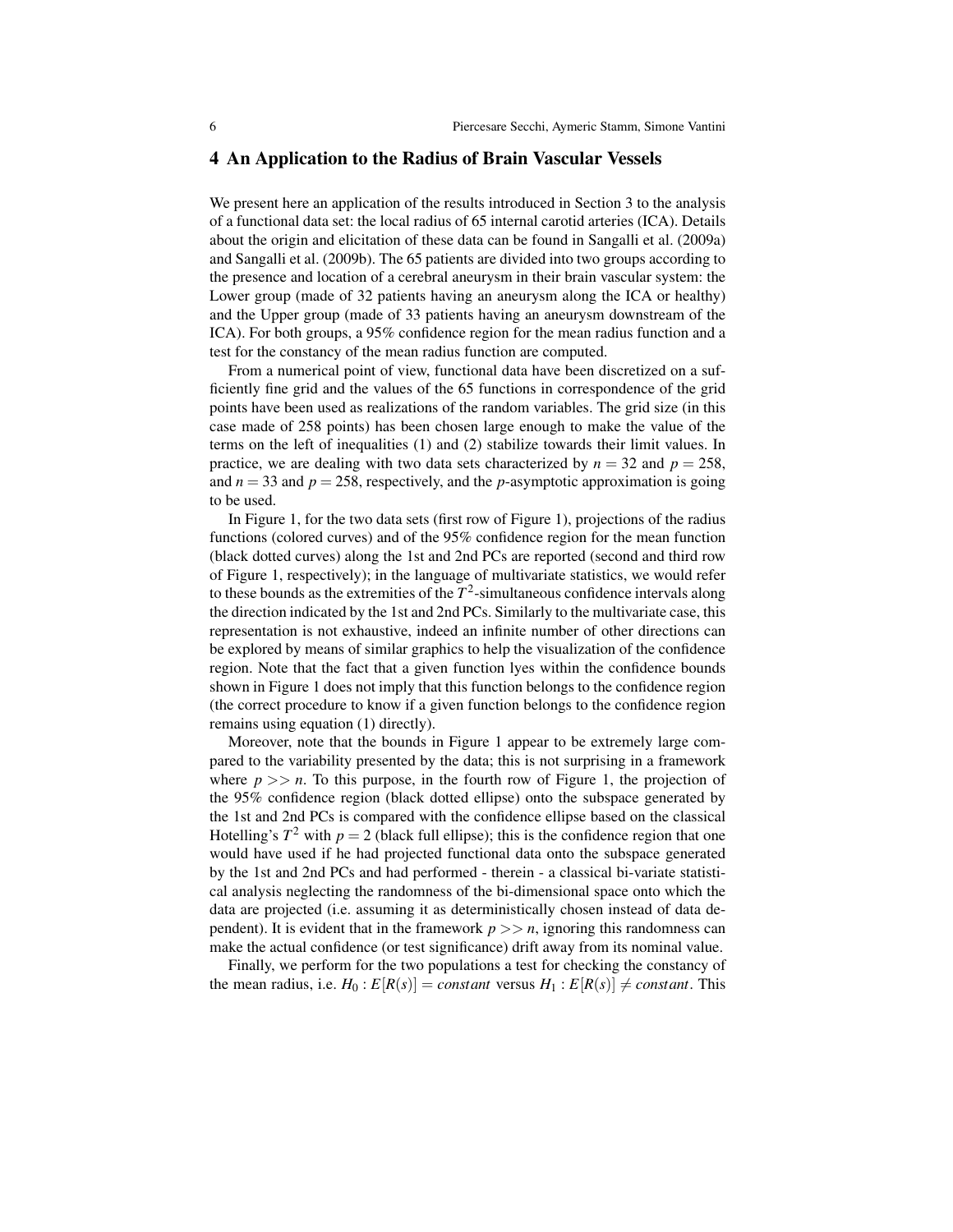## 4 An Application to the Radius of Brain Vascular Vessels

We present here an application of the results introduced in Section 3 to the analysis of a functional data set: the local radius of 65 internal carotid arteries (ICA). Details about the origin and elicitation of these data can be found in Sangalli et al. (2009a) and Sangalli et al. (2009b). The 65 patients are divided into two groups according to the presence and location of a cerebral aneurysm in their brain vascular system: the Lower group (made of 32 patients having an aneurysm along the ICA or healthy) and the Upper group (made of 33 patients having an aneurysm downstream of the ICA). For both groups, a 95% confidence region for the mean radius function and a test for the constancy of the mean radius function are computed.

From a numerical point of view, functional data have been discretized on a sufficiently fine grid and the values of the 65 functions in correspondence of the grid points have been used as realizations of the random variables. The grid size (in this case made of 258 points) has been chosen large enough to make the value of the terms on the left of inequalities (1) and (2) stabilize towards their limit values. In practice, we are dealing with two data sets characterized by $n = 32$ and $p = 258$, and $n = 33$ and $p = 258$, respectively, and the $p$-asymptotic approximation is going to be used.

In Figure 1, for the two data sets (first row of Figure 1), projections of the radius functions (colored curves) and of the 95% confidence region for the mean function (black dotted curves) along the 1st and 2nd PCs are reported (second and third row of Figure 1, respectively); in the language of multivariate statistics, we would refer to these bounds as the extremities of the $T^2$-simultaneous confidence intervals along the direction indicated by the 1st and 2nd PCs. Similarly to the multivariate case, this representation is not exhaustive, indeed an infinite number of other directions can be explored by means of similar graphics to help the visualization of the confidence region. Note that the fact that a given function lyes within the confidence bounds shown in Figure 1 does not imply that this function belongs to the confidence region (the correct procedure to know if a given function belongs to the confidence region remains using equation (1) directly).

Moreover, note that the bounds in Figure 1 appear to be extremely large compared to the variability presented by the data; this is not surprising in a framework where $p >> n$. To this purpose, in the fourth row of Figure 1, the projection of the 95% confidence region (black dotted ellipse) onto the subspace generated by the 1st and 2nd PCs is compared with the confidence ellipse based on the classical Hotelling's $T^2$ with $p = 2$ (black full ellipse); this is the confidence region that one would have used if he had projected functional data onto the subspace generated by the 1st and 2nd PCs and had performed - therein - a classical bi-variate statistical analysis neglecting the randomness of the bi-dimensional space onto which the data are projected (i.e. assuming it as deterministically chosen instead of data dependent). It is evident that in the framework $p >> n$, ignoring this randomness can make the actual confidence (or test significance) drift away from its nominal value.

Finally, we perform for the two populations a test for checking the constancy of the mean radius, i.e. $H_0 : E[R(s)] = constant$ versus $H_1 : E[R(s)] \neq constant$. This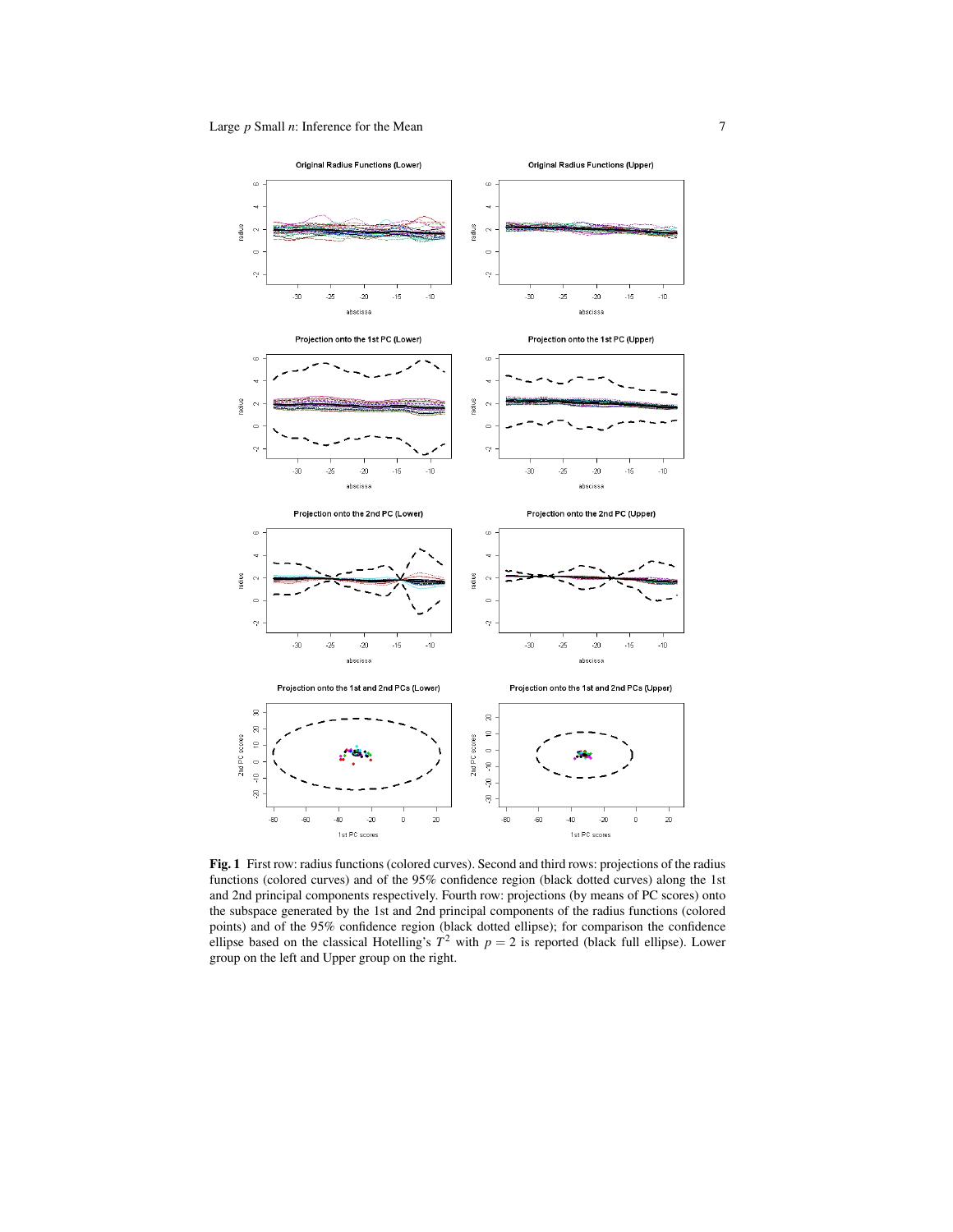**Fig. 1** First row: radius functions (colored curves). Second and third rows: projections of the radius functions (colored curves) and of the 95% confidence region (black dotted curves) along the 1st and 2nd principal components respectively. Fourth row: projections (by means of PC scores) onto the subspace generated by the 1st and 2nd principal components of the radius functions (colored points) and of the 95% confidence region (black dotted ellipse); for comparison the confidence ellipse based on the classical Hotelling's $T^2$ with $p = 2$ is reported (black full ellipse). Lower group on the left and Upper group on the right.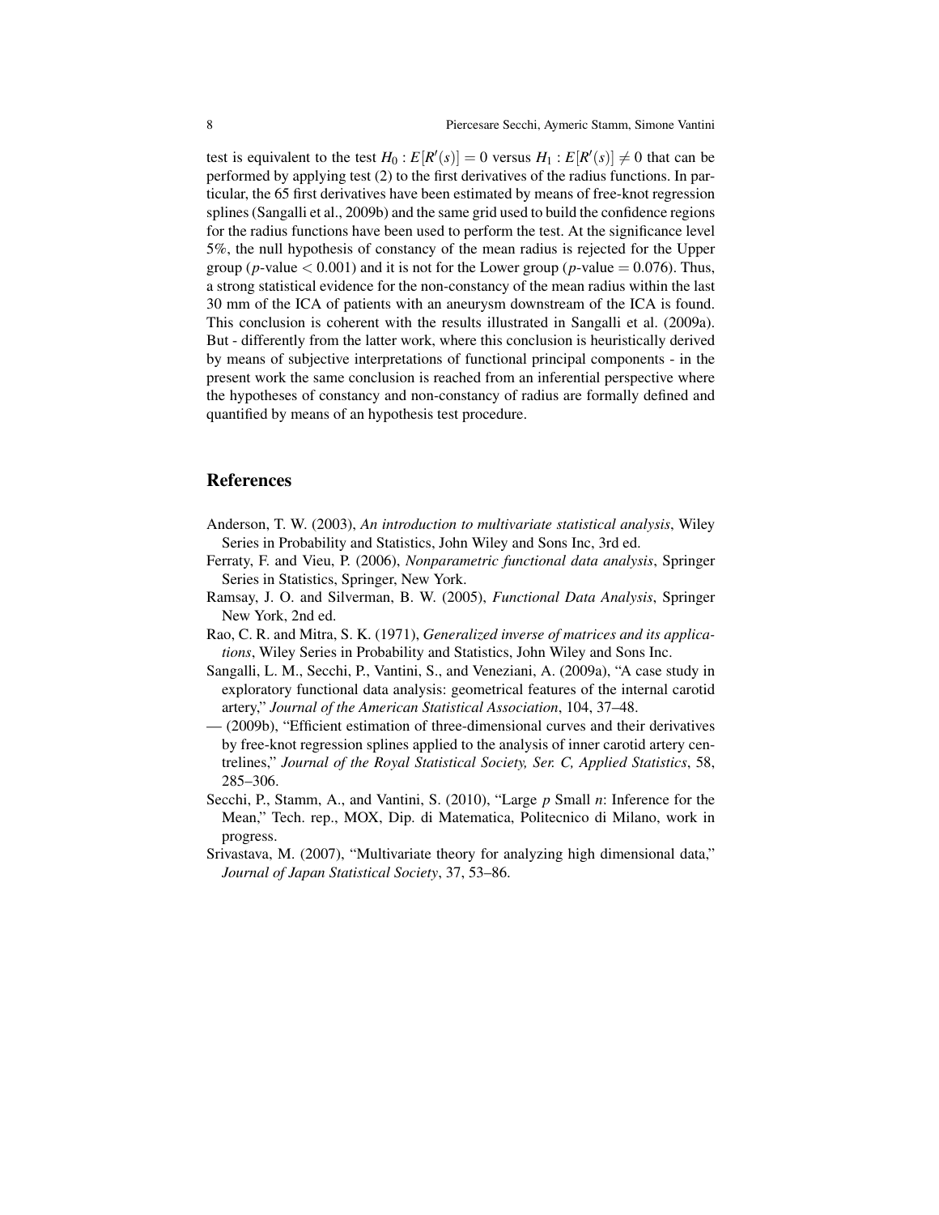test is equivalent to the test $H_0 : E[R'(s)] = 0$ versus $H_1 : E[R'(s)] \neq 0$ that can be performed by applying test (2) to the first derivatives of the radius functions. In particular, the 65 first derivatives have been estimated by means of free-knot regression splines (Sangalli et al., 2009b) and the same grid used to build the confidence regions for the radius functions have been used to perform the test. At the significance level 5%, the null hypothesis of constancy of the mean radius is rejected for the Upper group ($p$-value $< 0.001$) and it is not for the Lower group ($p$-value $= 0.076$). Thus, a strong statistical evidence for the non-constancy of the mean radius within the last 30 mm of the ICA of patients with an aneurysm downstream of the ICA is found. This conclusion is coherent with the results illustrated in Sangalli et al. (2009a). But - differently from the latter work, where this conclusion is heuristically derived by means of subjective interpretations of functional principal components - in the present work the same conclusion is reached from an inferential perspective where the hypotheses of constancy and non-constancy of radius are formally defined and quantified by means of an hypothesis test procedure.

## References

Anderson, T. W. (2003), *An introduction to multivariate statistical analysis*, Wiley Series in Probability and Statistics, John Wiley and Sons Inc, 3rd ed.

Ferraty, F. and Vieu, P. (2006), *Nonparametric functional data analysis*, Springer Series in Statistics, Springer, New York.

Ramsay, J. O. and Silverman, B. W. (2005), *Functional Data Analysis*, Springer New York, 2nd ed.

Rao, C. R. and Mitra, S. K. (1971), *Generalized inverse of matrices and its applications*, Wiley Series in Probability and Statistics, John Wiley and Sons Inc.

Sangalli, L. M., Secchi, P., Vantini, S., and Veneziani, A. (2009a), "A case study in exploratory functional data analysis: geometrical features of the internal carotid artery," *Journal of the American Statistical Association*, 104, 37–48.

— (2009b), "Efficient estimation of three-dimensional curves and their derivatives by free-knot regression splines applied to the analysis of inner carotid artery centrelines," *Journal of the Royal Statistical Society, Ser. C, Applied Statistics*, 58, 285–306.

Secchi, P., Stamm, A., and Vantini, S. (2010), "Large *p* Small *n*: Inference for the Mean," Tech. rep., MOX, Dip. di Matematica, Politecnico di Milano, work in progress.

Srivastava, M. (2007), "Multivariate theory for analyzing high dimensional data," *Journal of Japan Statistical Society*, 37, 53–86.